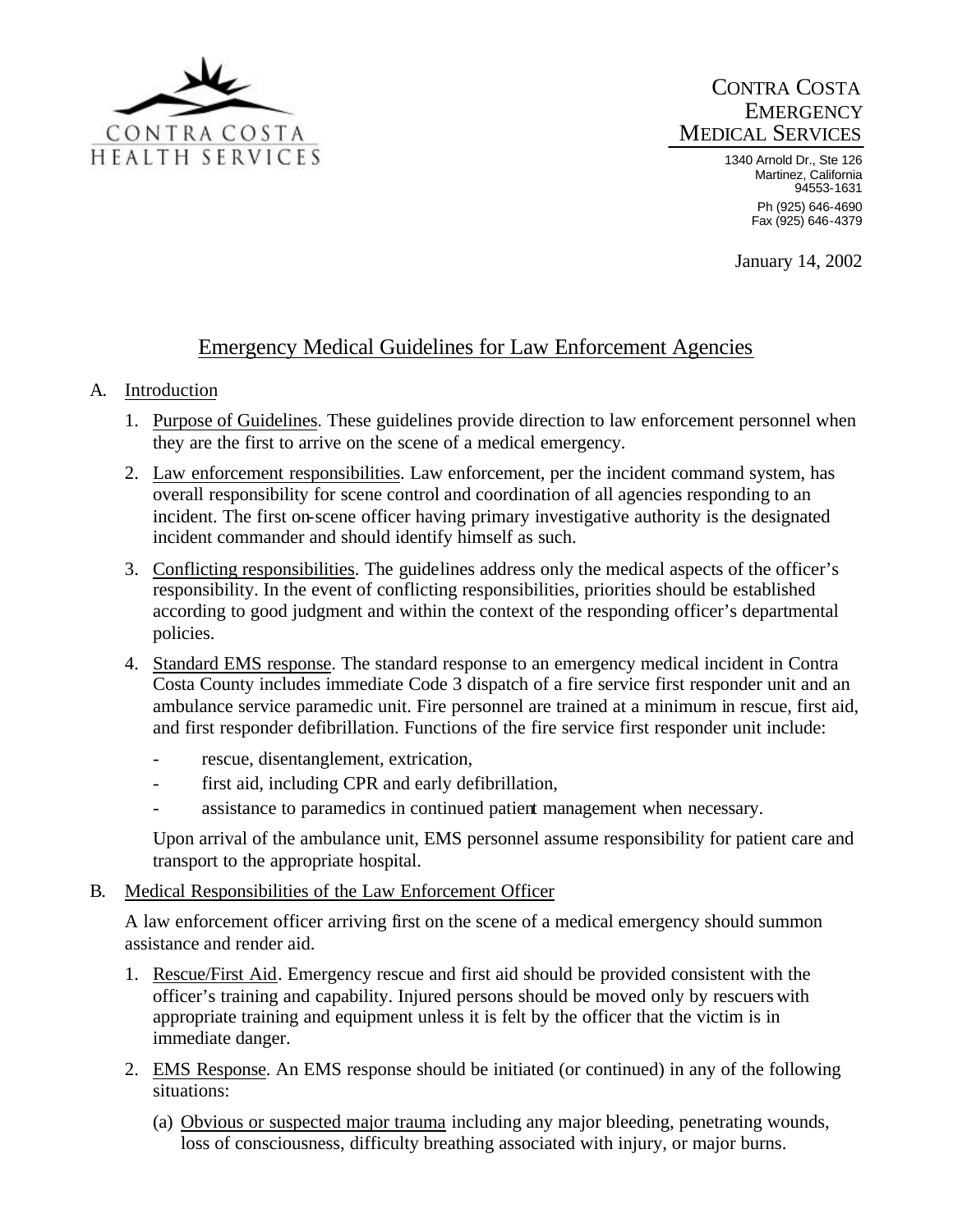CONTRA COSTA HEALTH SERVICES

CONTRA COSTA EMERGENCY MEDICAL SERVICES

1340 Arnold Dr., Ste 126
Martinez, California
94553-1631
Ph (925) 646-4690
Fax (925) 646-4379

January 14, 2002

# Emergency Medical Guidelines for Law Enforcement Agencies

## A. Introduction

1. Purpose of Guidelines. These guidelines provide direction to law enforcement personnel when they are the first to arrive on the scene of a medical emergency.

2. Law enforcement responsibilities. Law enforcement, per the incident command system, has overall responsibility for scene control and coordination of all agencies responding to an incident. The first on-scene officer having primary investigative authority is the designated incident commander and should identify himself as such.

3. Conflicting responsibilities. The guidelines address only the medical aspects of the officer's responsibility. In the event of conflicting responsibilities, priorities should be established according to good judgment and within the context of the responding officer's departmental policies.

4. Standard EMS response. The standard response to an emergency medical incident in Contra Costa County includes immediate Code 3 dispatch of a fire service first responder unit and an ambulance service paramedic unit. Fire personnel are trained at a minimum in rescue, first aid, and first responder defibrillation. Functions of the fire service first responder unit include:

   - rescue, disentanglement, extrication,
   - first aid, including CPR and early defibrillation,
   - assistance to paramedics in continued patient management when necessary.

   Upon arrival of the ambulance unit, EMS personnel assume responsibility for patient care and transport to the appropriate hospital.

## B. Medical Responsibilities of the Law Enforcement Officer

A law enforcement officer arriving first on the scene of a medical emergency should summon assistance and render aid.

1. Rescue/First Aid. Emergency rescue and first aid should be provided consistent with the officer's training and capability. Injured persons should be moved only by rescuers with appropriate training and equipment unless it is felt by the officer that the victim is in immediate danger.

2. EMS Response. An EMS response should be initiated (or continued) in any of the following situations:

   (a) Obvious or suspected major trauma including any major bleeding, penetrating wounds, loss of consciousness, difficulty breathing associated with injury, or major burns.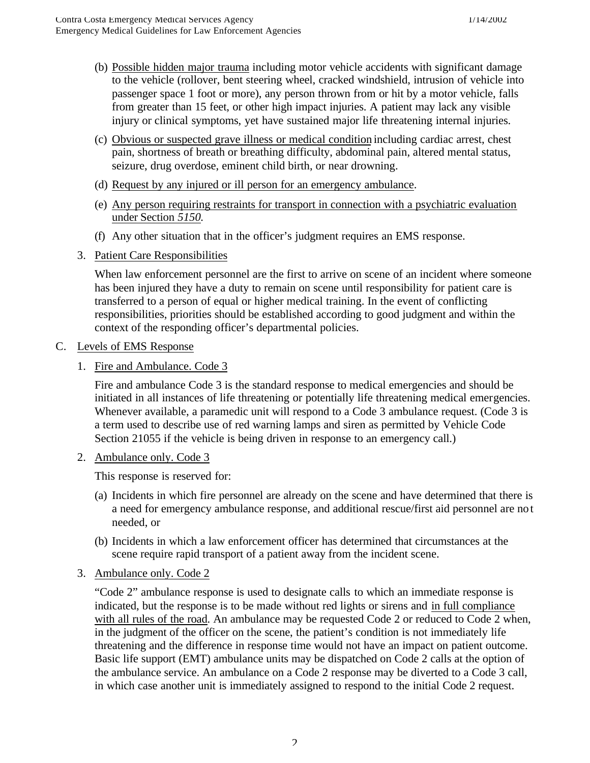(b) <u>Possible hidden major trauma</u> including motor vehicle accidents with significant damage to the vehicle (rollover, bent steering wheel, cracked windshield, intrusion of vehicle into passenger space 1 foot or more), any person thrown from or hit by a motor vehicle, falls from greater than 15 feet, or other high impact injuries. A patient may lack any visible injury or clinical symptoms, yet have sustained major life threatening internal injuries.

(c) <u>Obvious or suspected grave illness or medical condition</u> including cardiac arrest, chest pain, shortness of breath or breathing difficulty, abdominal pain, altered mental status, seizure, drug overdose, eminent child birth, or near drowning.

(d) <u>Request by any injured or ill person for an emergency ambulance</u>.

(e) <u>Any person requiring restraints for transport in connection with a psychiatric evaluation under Section *5150*.</u>

(f) Any other situation that in the officer's judgment requires an EMS response.

3. <u>Patient Care Responsibilities</u>

   When law enforcement personnel are the first to arrive on scene of an incident where someone has been injured they have a duty to remain on scene until responsibility for patient care is transferred to a person of equal or higher medical training. In the event of conflicting responsibilities, priorities should be established according to good judgment and within the context of the responding officer's departmental policies.

C. <u>Levels of EMS Response</u>

1. <u>Fire and Ambulance. Code 3</u>

   Fire and ambulance Code 3 is the standard response to medical emergencies and should be initiated in all instances of life threatening or potentially life threatening medical emergencies. Whenever available, a paramedic unit will respond to a Code 3 ambulance request. (Code 3 is a term used to describe use of red warning lamps and siren as permitted by Vehicle Code Section 21055 if the vehicle is being driven in response to an emergency call.)

2. <u>Ambulance only. Code 3</u>

   This response is reserved for:

   (a) Incidents in which fire personnel are already on the scene and have determined that there is a need for emergency ambulance response, and additional rescue/first aid personnel are not needed, or

   (b) Incidents in which a law enforcement officer has determined that circumstances at the scene require rapid transport of a patient away from the incident scene.

3. <u>Ambulance only. Code 2</u>

   "Code 2" ambulance response is used to designate calls to which an immediate response is indicated, but the response is to be made without red lights or sirens and <u>in full compliance with all rules of the road</u>. An ambulance may be requested Code 2 or reduced to Code 2 when, in the judgment of the officer on the scene, the patient's condition is not immediately life threatening and the difference in response time would not have an impact on patient outcome. Basic life support (EMT) ambulance units may be dispatched on Code 2 calls at the option of the ambulance service. An ambulance on a Code 2 response may be diverted to a Code 3 call, in which case another unit is immediately assigned to respond to the initial Code 2 request.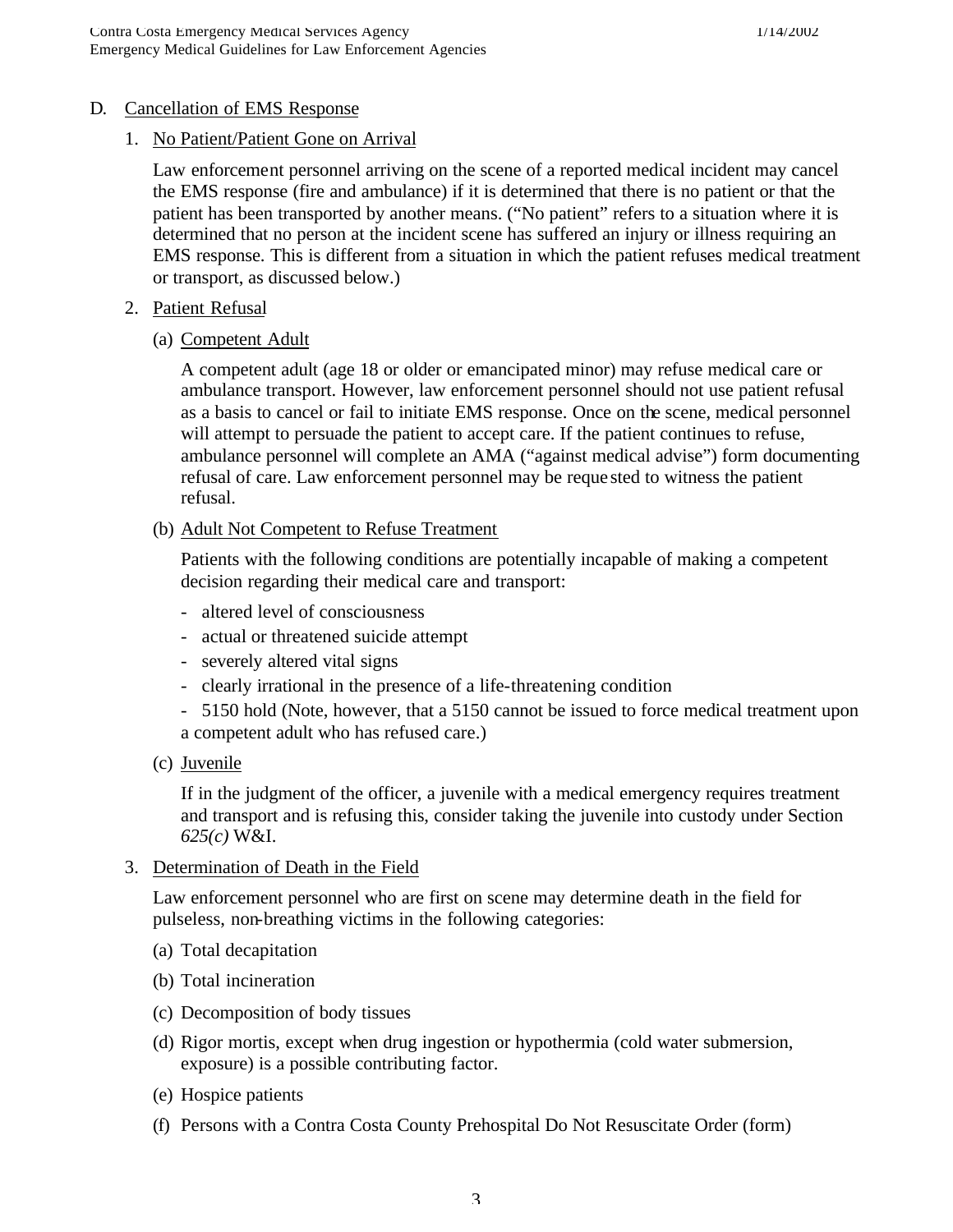D. <u>Cancellation of EMS Response</u>

1. <u>No Patient/Patient Gone on Arrival</u>

   Law enforcement personnel arriving on the scene of a reported medical incident may cancel the EMS response (fire and ambulance) if it is determined that there is no patient or that the patient has been transported by another means. ("No patient" refers to a situation where it is determined that no person at the incident scene has suffered an injury or illness requiring an EMS response. This is different from a situation in which the patient refuses medical treatment or transport, as discussed below.)

2. <u>Patient Refusal</u>

   (a) <u>Competent Adult</u>

   A competent adult (age 18 or older or emancipated minor) may refuse medical care or ambulance transport. However, law enforcement personnel should not use patient refusal as a basis to cancel or fail to initiate EMS response. Once on the scene, medical personnel will attempt to persuade the patient to accept care. If the patient continues to refuse, ambulance personnel will complete an AMA ("against medical advise") form documenting refusal of care. Law enforcement personnel may be requested to witness the patient refusal.

   (b) <u>Adult Not Competent to Refuse Treatment</u>

   Patients with the following conditions are potentially incapable of making a competent decision regarding their medical care and transport:

   - altered level of consciousness
   - actual or threatened suicide attempt
   - severely altered vital signs
   - clearly irrational in the presence of a life-threatening condition
   - 5150 hold (Note, however, that a 5150 cannot be issued to force medical treatment upon a competent adult who has refused care.)

   (c) <u>Juvenile</u>

   If in the judgment of the officer, a juvenile with a medical emergency requires treatment and transport and is refusing this, consider taking the juvenile into custody under Section *625(c)* W&I.

3. <u>Determination of Death in the Field</u>

   Law enforcement personnel who are first on scene may determine death in the field for pulseless, non-breathing victims in the following categories:

   (a) Total decapitation

   (b) Total incineration

   (c) Decomposition of body tissues

   (d) Rigor mortis, except when drug ingestion or hypothermia (cold water submersion, exposure) is a possible contributing factor.

   (e) Hospice patients

   (f) Persons with a Contra Costa County Prehospital Do Not Resuscitate Order (form)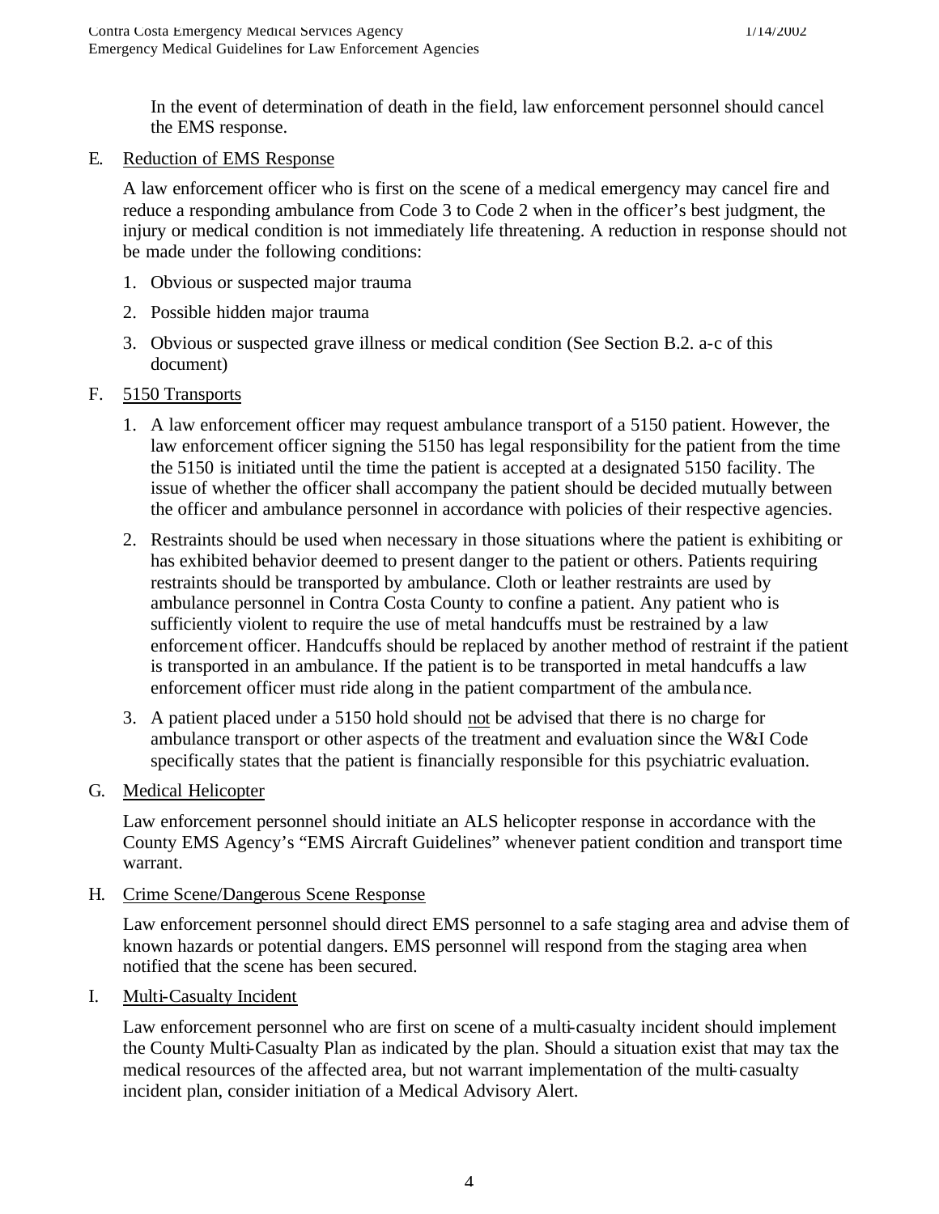In the event of determination of death in the field, law enforcement personnel should cancel the EMS response.

E. Reduction of EMS Response

A law enforcement officer who is first on the scene of a medical emergency may cancel fire and reduce a responding ambulance from Code 3 to Code 2 when in the officer's best judgment, the injury or medical condition is not immediately life threatening. A reduction in response should not be made under the following conditions:

1. Obvious or suspected major trauma
2. Possible hidden major trauma
3. Obvious or suspected grave illness or medical condition (See Section B.2. a-c of this document)

F. 5150 Transports

1. A law enforcement officer may request ambulance transport of a 5150 patient. However, the law enforcement officer signing the 5150 has legal responsibility for the patient from the time the 5150 is initiated until the time the patient is accepted at a designated 5150 facility. The issue of whether the officer shall accompany the patient should be decided mutually between the officer and ambulance personnel in accordance with policies of their respective agencies.
2. Restraints should be used when necessary in those situations where the patient is exhibiting or has exhibited behavior deemed to present danger to the patient or others. Patients requiring restraints should be transported by ambulance. Cloth or leather restraints are used by ambulance personnel in Contra Costa County to confine a patient. Any patient who is sufficiently violent to require the use of metal handcuffs must be restrained by a law enforcement officer. Handcuffs should be replaced by another method of restraint if the patient is transported in an ambulance. If the patient is to be transported in metal handcuffs a law enforcement officer must ride along in the patient compartment of the ambulance.
3. A patient placed under a 5150 hold should not be advised that there is no charge for ambulance transport or other aspects of the treatment and evaluation since the W&I Code specifically states that the patient is financially responsible for this psychiatric evaluation.

G. Medical Helicopter

Law enforcement personnel should initiate an ALS helicopter response in accordance with the County EMS Agency's "EMS Aircraft Guidelines" whenever patient condition and transport time warrant.

H. Crime Scene/Dangerous Scene Response

Law enforcement personnel should direct EMS personnel to a safe staging area and advise them of known hazards or potential dangers. EMS personnel will respond from the staging area when notified that the scene has been secured.

I. Multi-Casualty Incident

Law enforcement personnel who are first on scene of a multi-casualty incident should implement the County Multi-Casualty Plan as indicated by the plan. Should a situation exist that may tax the medical resources of the affected area, but not warrant implementation of the multi-casualty incident plan, consider initiation of a Medical Advisory Alert.